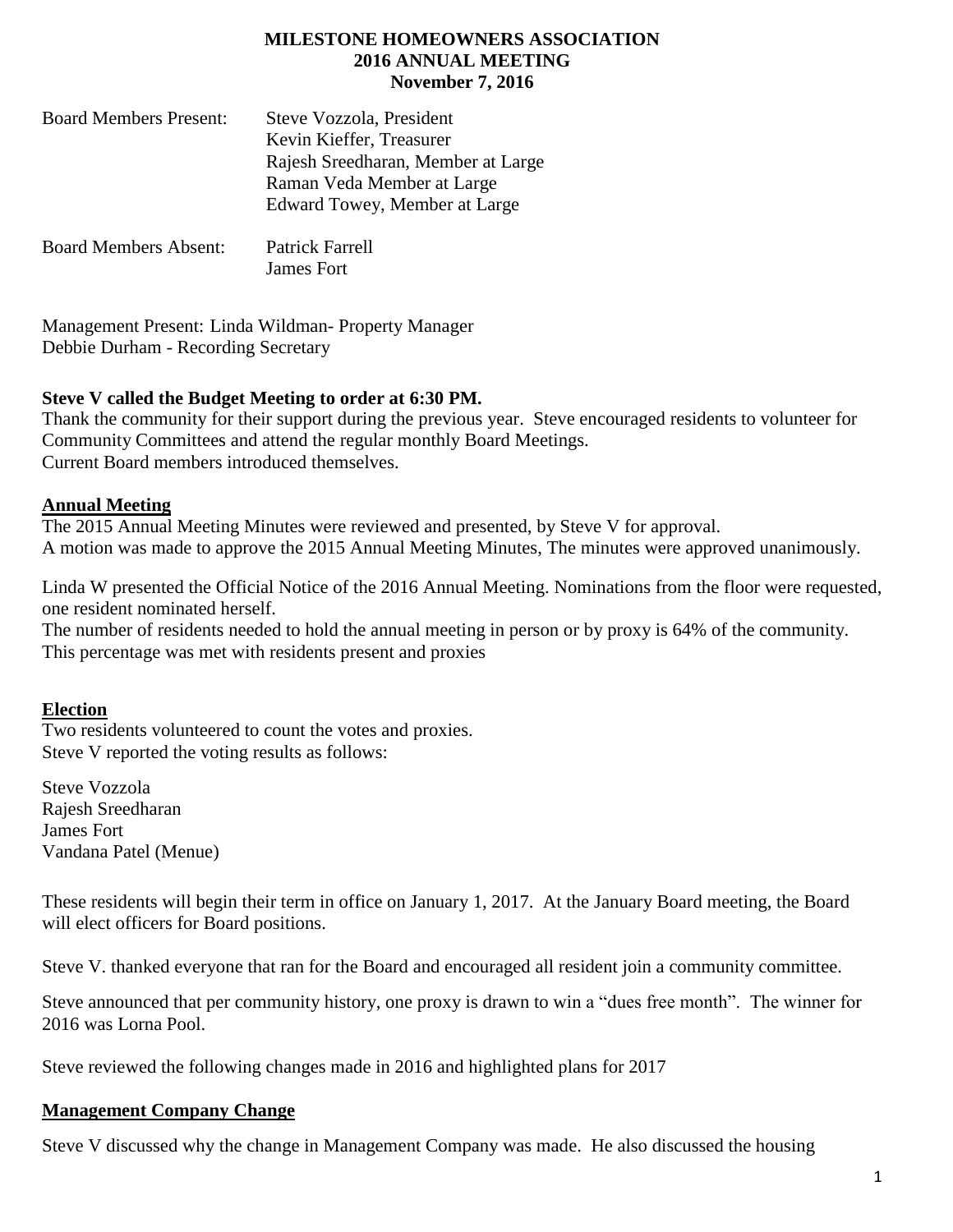**MILESTONE HOMEOWNERS ASSOCIATION**
**2016 ANNUAL MEETING**
**November 7, 2016**

| | |
|---|---|
| Board Members Present: | Steve Vozzola, President |
| | Kevin Kieffer, Treasurer |
| | Rajesh Sreedharan, Member at Large |
| | Raman Veda Member at Large |
| | Edward Towey, Member at Large |
| Board Members Absent: | Patrick Farrell |
| | James Fort |

Management Present: Linda Wildman- Property Manager
Debbie Durham - Recording Secretary

**Steve V called the Budget Meeting to order at 6:30 PM.**
Thank the community for their support during the previous year. Steve encouraged residents to volunteer for Community Committees and attend the regular monthly Board Meetings.
Current Board members introduced themselves.

**Annual Meeting**

The 2015 Annual Meeting Minutes were reviewed and presented, by Steve V for approval.
A motion was made to approve the 2015 Annual Meeting Minutes, The minutes were approved unanimously.

Linda W presented the Official Notice of the 2016 Annual Meeting. Nominations from the floor were requested, one resident nominated herself.
The number of residents needed to hold the annual meeting in person or by proxy is 64% of the community. This percentage was met with residents present and proxies

**Election**

Two residents volunteered to count the votes and proxies.
Steve V reported the voting results as follows:

Steve Vozzola
Rajesh Sreedharan
James Fort
Vandana Patel (Menue)

These residents will begin their term in office on January 1, 2017. At the January Board meeting, the Board will elect officers for Board positions.

Steve V. thanked everyone that ran for the Board and encouraged all resident join a community committee.

Steve announced that per community history, one proxy is drawn to win a "dues free month". The winner for 2016 was Lorna Pool.

Steve reviewed the following changes made in 2016 and highlighted plans for 2017

**Management Company Change**

Steve V discussed why the change in Management Company was made. He also discussed the housing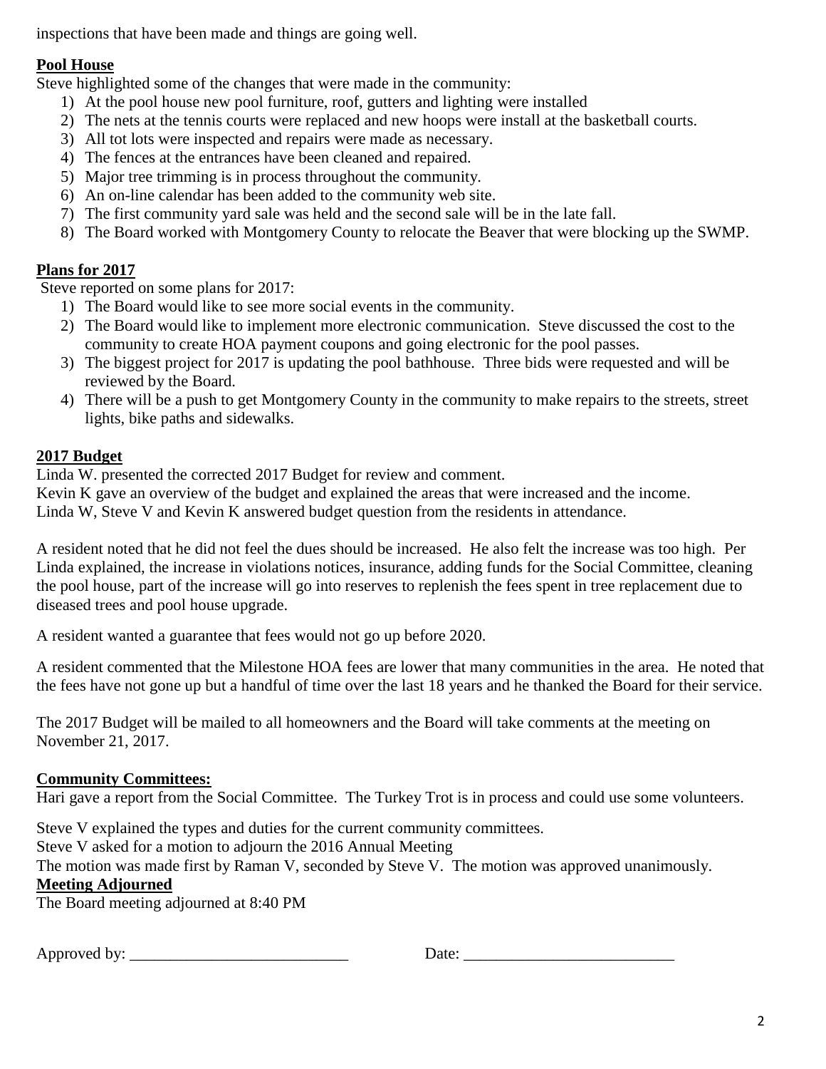inspections that have been made and things are going well.

**Pool House**

Steve highlighted some of the changes that were made in the community:

1) At the pool house new pool furniture, roof, gutters and lighting were installed
2) The nets at the tennis courts were replaced and new hoops were install at the basketball courts.
3) All tot lots were inspected and repairs were made as necessary.
4) The fences at the entrances have been cleaned and repaired.
5) Major tree trimming is in process throughout the community.
6) An on-line calendar has been added to the community web site.
7) The first community yard sale was held and the second sale will be in the late fall.
8) The Board worked with Montgomery County to relocate the Beaver that were blocking up the SWMP.

**Plans for 2017**

Steve reported on some plans for 2017:

1) The Board would like to see more social events in the community.
2) The Board would like to implement more electronic communication. Steve discussed the cost to the community to create HOA payment coupons and going electronic for the pool passes.
3) The biggest project for 2017 is updating the pool bathhouse. Three bids were requested and will be reviewed by the Board.
4) There will be a push to get Montgomery County in the community to make repairs to the streets, street lights, bike paths and sidewalks.

**2017 Budget**

Linda W. presented the corrected 2017 Budget for review and comment.
Kevin K gave an overview of the budget and explained the areas that were increased and the income.
Linda W, Steve V and Kevin K answered budget question from the residents in attendance.

A resident noted that he did not feel the dues should be increased. He also felt the increase was too high. Per Linda explained, the increase in violations notices, insurance, adding funds for the Social Committee, cleaning the pool house, part of the increase will go into reserves to replenish the fees spent in tree replacement due to diseased trees and pool house upgrade.

A resident wanted a guarantee that fees would not go up before 2020.

A resident commented that the Milestone HOA fees are lower that many communities in the area. He noted that the fees have not gone up but a handful of time over the last 18 years and he thanked the Board for their service.

The 2017 Budget will be mailed to all homeowners and the Board will take comments at the meeting on November 21, 2017.

**Community Committees:**

Hari gave a report from the Social Committee. The Turkey Trot is in process and could use some volunteers.

Steve V explained the types and duties for the current community committees.
Steve V asked for a motion to adjourn the 2016 Annual Meeting
The motion was made first by Raman V, seconded by Steve V. The motion was approved unanimously.

**Meeting Adjourned**

The Board meeting adjourned at 8:40 PM

Approved by: ___________________________ Date: __________________________